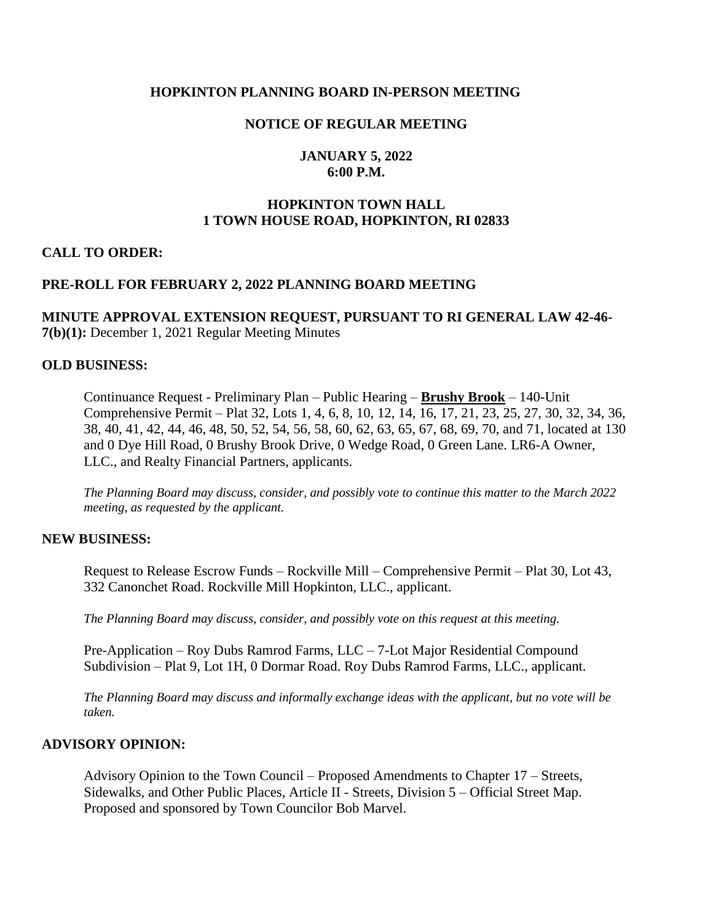# HOPKINTON PLANNING BOARD IN-PERSON MEETING

## NOTICE OF REGULAR MEETING

**JANUARY 5, 2022**
**6:00 P.M.**

**HOPKINTON TOWN HALL**
**1 TOWN HOUSE ROAD, HOPKINTON, RI 02833**

**CALL TO ORDER:**

**PRE-ROLL FOR FEBRUARY 2, 2022 PLANNING BOARD MEETING**

**MINUTE APPROVAL EXTENSION REQUEST, PURSUANT TO RI GENERAL LAW 42-46-7(b)(1):** December 1, 2021 Regular Meeting Minutes

**OLD BUSINESS:**

Continuance Request - Preliminary Plan – Public Hearing – **Brushy Brook** – 140-Unit Comprehensive Permit – Plat 32, Lots 1, 4, 6, 8, 10, 12, 14, 16, 17, 21, 23, 25, 27, 30, 32, 34, 36, 38, 40, 41, 42, 44, 46, 48, 50, 52, 54, 56, 58, 60, 62, 63, 65, 67, 68, 69, 70, and 71, located at 130 and 0 Dye Hill Road, 0 Brushy Brook Drive, 0 Wedge Road, 0 Green Lane. LR6-A Owner, LLC., and Realty Financial Partners, applicants.

*The Planning Board may discuss, consider, and possibly vote to continue this matter to the March 2022 meeting, as requested by the applicant.*

**NEW BUSINESS:**

Request to Release Escrow Funds – Rockville Mill – Comprehensive Permit – Plat 30, Lot 43, 332 Canonchet Road. Rockville Mill Hopkinton, LLC., applicant.

*The Planning Board may discuss, consider, and possibly vote on this request at this meeting.*

Pre-Application – Roy Dubs Ramrod Farms, LLC – 7-Lot Major Residential Compound Subdivision – Plat 9, Lot 1H, 0 Dormar Road. Roy Dubs Ramrod Farms, LLC., applicant.

*The Planning Board may discuss and informally exchange ideas with the applicant, but no vote will be taken.*

**ADVISORY OPINION:**

Advisory Opinion to the Town Council – Proposed Amendments to Chapter 17 – Streets, Sidewalks, and Other Public Places, Article II - Streets, Division 5 – Official Street Map. Proposed and sponsored by Town Councilor Bob Marvel.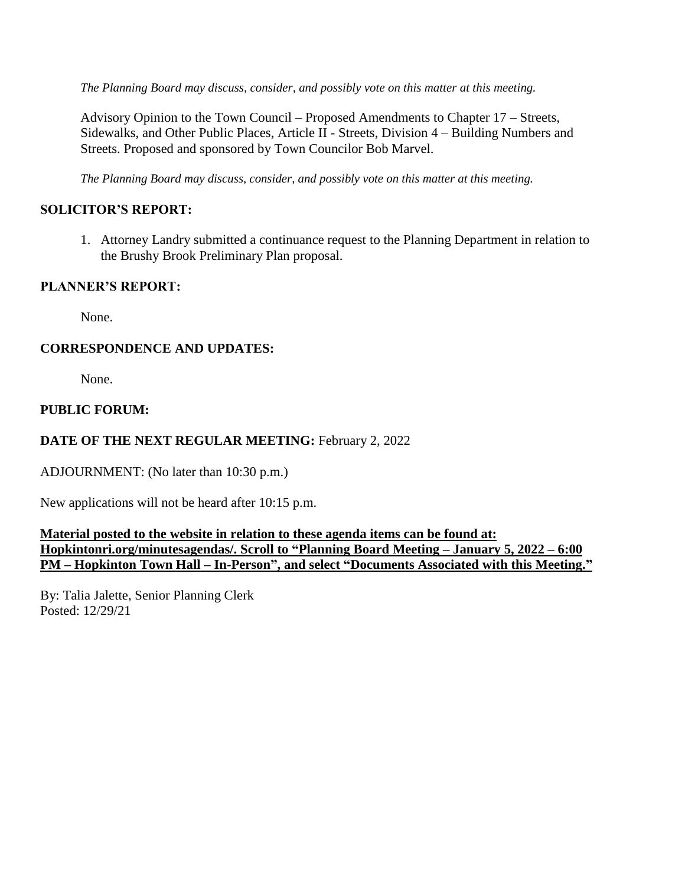*The Planning Board may discuss, consider, and possibly vote on this matter at this meeting.*

Advisory Opinion to the Town Council – Proposed Amendments to Chapter 17 – Streets, Sidewalks, and Other Public Places, Article II - Streets, Division 4 – Building Numbers and Streets. Proposed and sponsored by Town Councilor Bob Marvel.

*The Planning Board may discuss, consider, and possibly vote on this matter at this meeting.*

**SOLICITOR'S REPORT:**

1. Attorney Landry submitted a continuance request to the Planning Department in relation to the Brushy Brook Preliminary Plan proposal.

**PLANNER'S REPORT:**

None.

**CORRESPONDENCE AND UPDATES:**

None.

**PUBLIC FORUM:**

**DATE OF THE NEXT REGULAR MEETING:** February 2, 2022

ADJOURNMENT: (No later than 10:30 p.m.)

New applications will not be heard after 10:15 p.m.

**Material posted to the website in relation to these agenda items can be found at: Hopkintonri.org/minutesagendas/. Scroll to "Planning Board Meeting – January 5, 2022 – 6:00 PM – Hopkinton Town Hall – In-Person", and select "Documents Associated with this Meeting."**

By: Talia Jalette, Senior Planning Clerk
Posted: 12/29/21